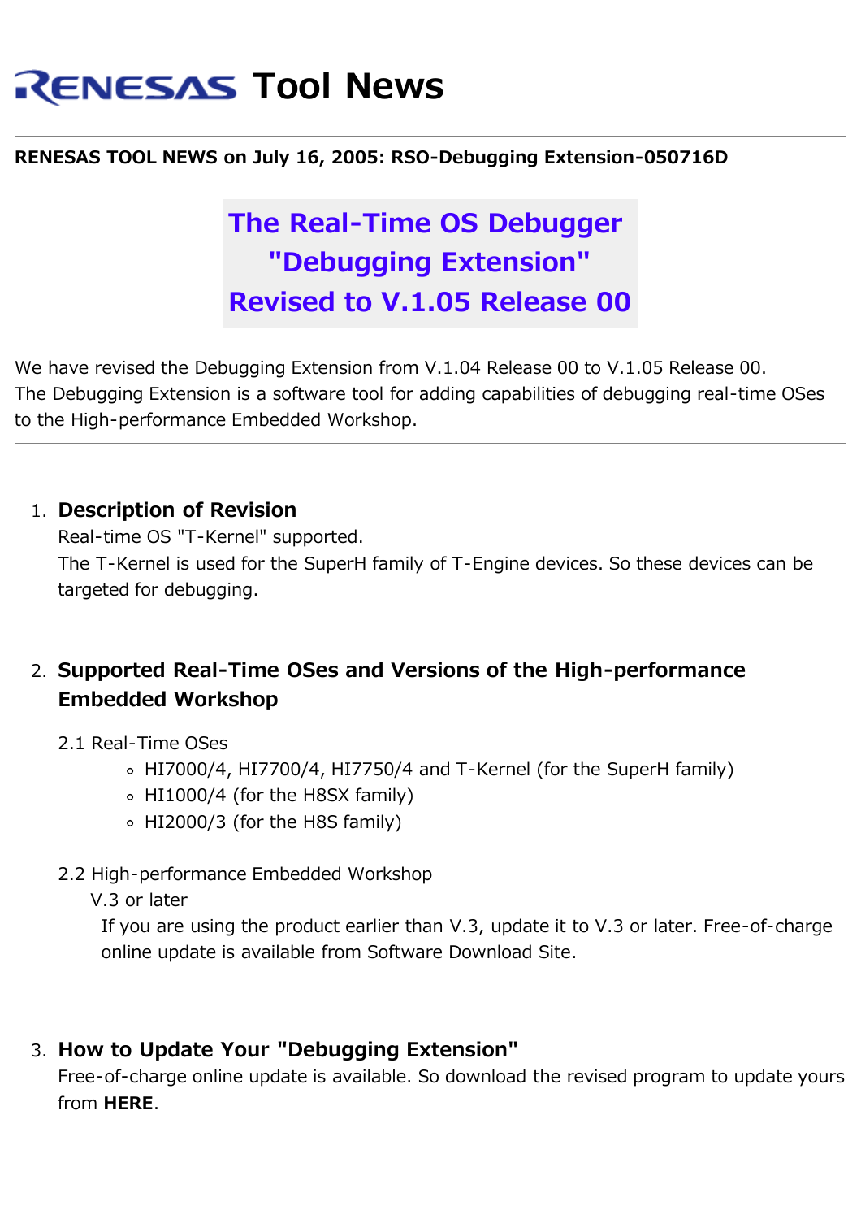# RENESAS Tool News

**RENESAS TOOL NEWS on July 16, 2005: RSO-Debugging Extension-050716D**

## The Real-Time OS Debugger "Debugging Extension" Revised to V.1.05 Release 00

We have revised the Debugging Extension from V.1.04 Release 00 to V.1.05 Release 00.
The Debugging Extension is a software tool for adding capabilities of debugging real-time OSes to the High-performance Embedded Workshop.

---

1. **Description of Revision**
   Real-time OS "T-Kernel" supported.
   The T-Kernel is used for the SuperH family of T-Engine devices. So these devices can be targeted for debugging.

2. **Supported Real-Time OSes and Versions of the High-performance Embedded Workshop**

   2.1 Real-Time OSes
   - HI7000/4, HI7700/4, HI7750/4 and T-Kernel (for the SuperH family)
   - HI1000/4 (for the H8SX family)
   - HI2000/3 (for the H8S family)

   2.2 High-performance Embedded Workshop
   V.3 or later
   If you are using the product earlier than V.3, update it to V.3 or later. Free-of-charge online update is available from Software Download Site.

3. **How to Update Your "Debugging Extension"**
   Free-of-charge online update is available. So download the revised program to update yours from **HERE**.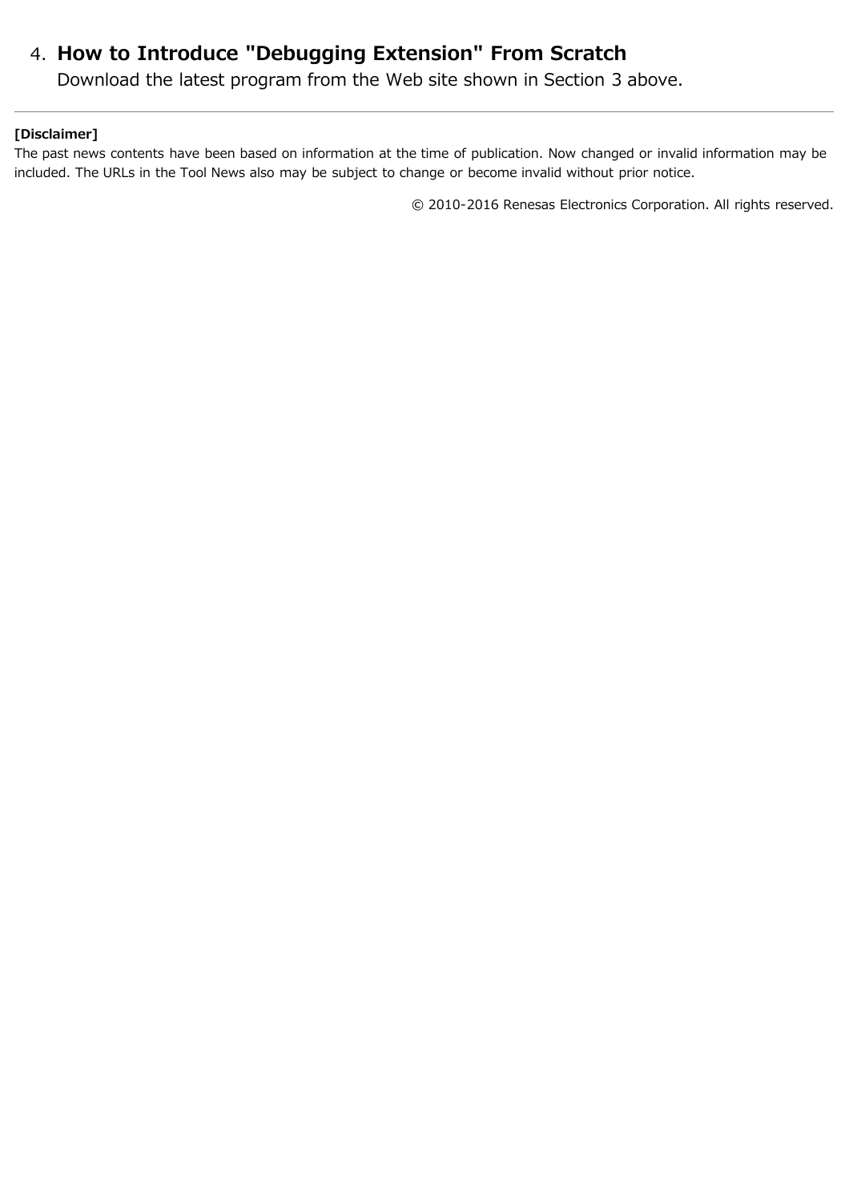## 4. How to Introduce "Debugging Extension" From Scratch

Download the latest program from the Web site shown in Section 3 above.

---

**[Disclaimer]**

The past news contents have been based on information at the time of publication. Now changed or invalid information may be included. The URLs in the Tool News also may be subject to change or become invalid without prior notice.

© 2010-2016 Renesas Electronics Corporation. All rights reserved.